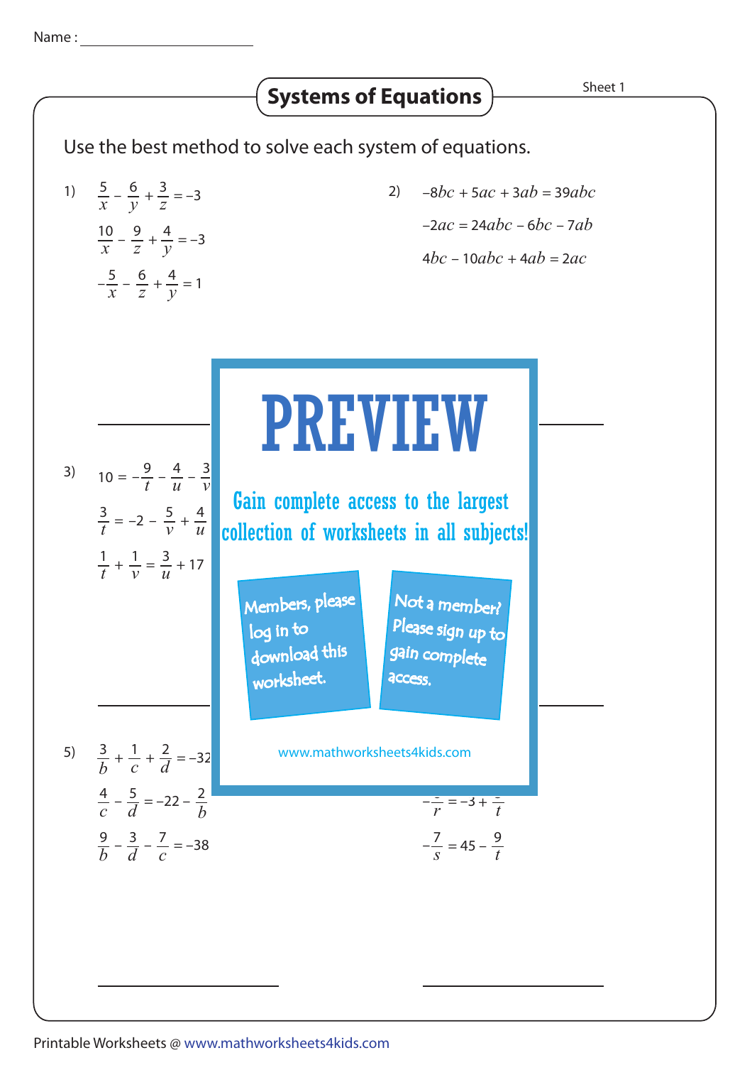Name : ____________________

# Systems of Equations

Sheet 1

Use the best method to solve each system of equations.

1) $\frac{5}{x} - \frac{6}{y} + \frac{3}{z} = -3$

$\frac{10}{x} - \frac{9}{z} + \frac{4}{y} = -3$

$-\frac{5}{x} - \frac{6}{z} + \frac{4}{y} = 1$

2) $-8bc + 5ac + 3ab = 39abc$

$-2ac = 24abc - 6bc - 7ab$

$4bc - 10abc + 4ab = 2ac$

3) $10 = -\frac{9}{t} - \frac{4}{u} - \frac{3}{v}$

$\frac{3}{t} = -2 - \frac{5}{v} + \frac{4}{u}$

$\frac{1}{t} + \frac{1}{v} = \frac{3}{u} + 17$

PREVIEW

Gain complete access to the largest collection of worksheets in all subjects!

Members, please log in to download this worksheet.

Not a member? Please sign up to gain complete access.

www.mathworksheets4kids.com

5) $\frac{3}{b} + \frac{1}{c} + \frac{2}{d} = -32$

$\frac{4}{c} - \frac{5}{d} = -22 - \frac{2}{b}$

$\frac{9}{b} - \frac{3}{d} - \frac{7}{c} = -38$

$-\frac{}{r} = -3 + \frac{}{t}$

$-\frac{7}{s} = 45 - \frac{9}{t}$

Printable Worksheets @ www.mathworksheets4kids.com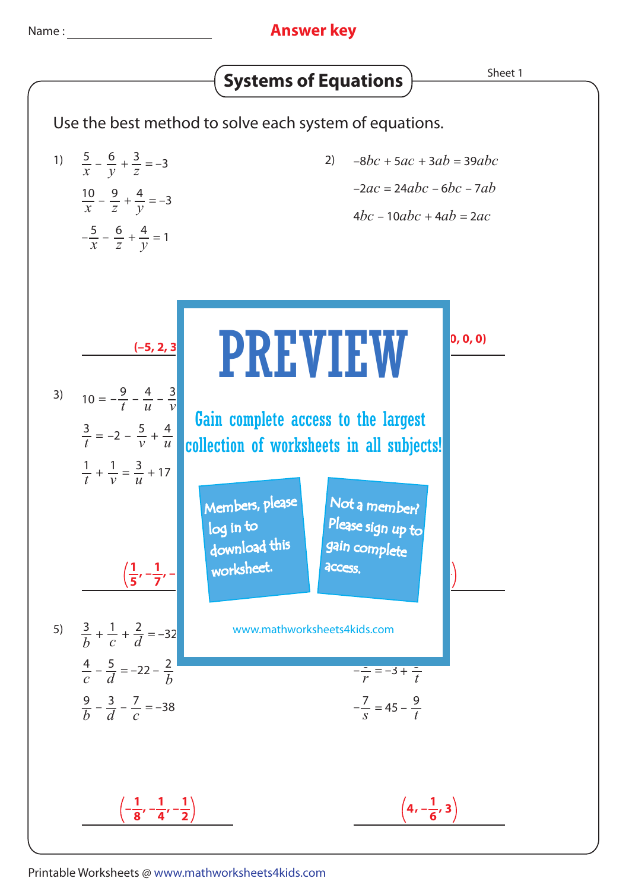Name : ____________________ **Answer key**

# Systems of Equations

Sheet 1

Use the best method to solve each system of equations.

1)
$$\frac{5}{x} - \frac{6}{y} + \frac{3}{z} = -3$$
$$\frac{10}{x} - \frac{9}{z} + \frac{4}{y} = -3$$
$$-\frac{5}{x} - \frac{6}{z} + \frac{4}{y} = 1$$

**(–5, 2, 3**

2)
$$-8bc + 5ac + 3ab = 39abc$$
$$-2ac = 24abc - 6bc - 7ab$$
$$4bc - 10abc + 4ab = 2ac$$

**0, 0, 0)**

3)
$$10 = -\frac{9}{t} - \frac{4}{u} - \frac{3}{v}$$
$$\frac{3}{t} = -2 - \frac{5}{v} + \frac{4}{u}$$
$$\frac{1}{t} + \frac{1}{v} = \frac{3}{u} + 17$$

$\left(\frac{1}{5}, -\frac{1}{7}, -\right.$

PREVIEW

Gain complete access to the largest collection of worksheets in all subjects!

Members, please log in to download this worksheet.

Not a member? Please sign up to gain complete access.

www.mathworksheets4kids.com

5)
$$\frac{3}{b} + \frac{1}{c} + \frac{2}{d} = -32$$
$$\frac{4}{c} - \frac{5}{d} = -22 - \frac{2}{b}$$
$$\frac{9}{b} - \frac{3}{d} - \frac{7}{c} = -38$$

$\left(-\frac{1}{8}, -\frac{1}{4}, -\frac{1}{2}\right)$

6)
$$-\frac{}{r} = -3 + \frac{}{t}$$
$$-\frac{7}{s} = 45 - \frac{9}{t}$$

$\left(4, -\frac{1}{6}, 3\right)$

Printable Worksheets @ www.mathworksheets4kids.com